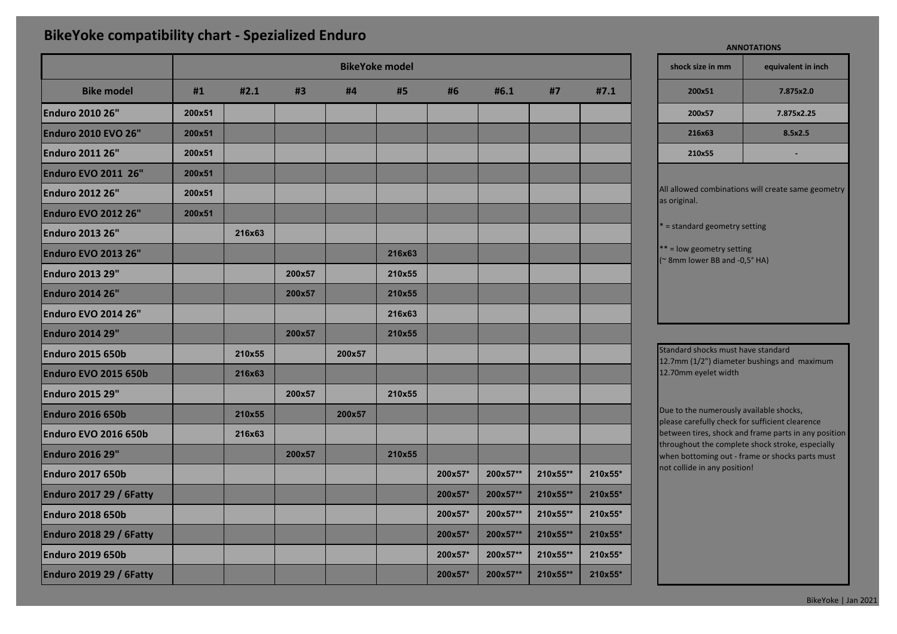# BikeYoke compatibility chart - Spezialized Enduro

| | BikeYoke model | | | | | | | | |
|---|---|---|---|---|---|---|---|---|---|
| **Bike model** | **#1** | **#2.1** | **#3** | **#4** | **#5** | **#6** | **#6.1** | **#7** | **#7.1** |
| **Enduro 2010 26"** | 200x51 | | | | | | | | |
| **Enduro 2010 EVO 26"** | 200x51 | | | | | | | | |
| **Enduro 2011 26"** | 200x51 | | | | | | | | |
| **Enduro EVO 2011 26"** | 200x51 | | | | | | | | |
| **Enduro 2012 26"** | 200x51 | | | | | | | | |
| **Enduro EVO 2012 26"** | 200x51 | | | | | | | | |
| **Enduro 2013 26"** | | 216x63 | | | | | | | |
| **Enduro EVO 2013 26"** | | | | | 216x63 | | | | |
| **Enduro 2013 29"** | | | 200x57 | | 210x55 | | | | |
| **Enduro 2014 26"** | | | 200x57 | | 210x55 | | | | |
| **Enduro EVO 2014 26"** | | | | | 216x63 | | | | |
| **Enduro 2014 29"** | | | 200x57 | | 210x55 | | | | |
| **Enduro 2015 650b** | | 210x55 | | 200x57 | | | | | |
| **Enduro EVO 2015 650b** | | 216x63 | | | | | | | |
| **Enduro 2015 29"** | | | 200x57 | | 210x55 | | | | |
| **Enduro 2016 650b** | | 210x55 | | 200x57 | | | | | |
| **Enduro EVO 2016 650b** | | 216x63 | | | | | | | |
| **Enduro 2016 29"** | | | 200x57 | | 210x55 | | | | |
| **Enduro 2017 650b** | | | | | | 200x57* | 200x57** | 210x55** | 210x55* |
| **Enduro 2017 29 / 6Fatty** | | | | | | 200x57* | 200x57** | 210x55** | 210x55* |
| **Enduro 2018 650b** | | | | | | 200x57* | 200x57** | 210x55** | 210x55* |
| **Enduro 2018 29 / 6Fatty** | | | | | | 200x57* | 200x57** | 210x55** | 210x55* |
| **Enduro 2019 650b** | | | | | | 200x57* | 200x57** | 210x55** | 210x55* |
| **Enduro 2019 29 / 6Fatty** | | | | | | 200x57* | 200x57** | 210x55** | 210x55* |

**ANNOTATIONS**

| shock size in mm | equivalent in inch |
|---|---|
| 200x51 | 7.875x2.0 |
| 200x57 | 7.875x2.25 |
| 216x63 | 8.5x2.5 |
| 210x55 | - |

All allowed combinations will create same geometry as original.

* = standard geometry setting

** = low geometry setting
(~ 8mm lower BB and -0,5° HA)

Standard shocks must have standard 12.7mm (1/2") diameter bushings and maximum 12.70mm eyelet width

Due to the numerously available shocks, please carefully check for sufficient clearence between tires, shock and frame parts in any position throughout the complete shock stroke, especially when bottoming out - frame or shocks parts must not collide in any position!

BikeYoke | Jan 2021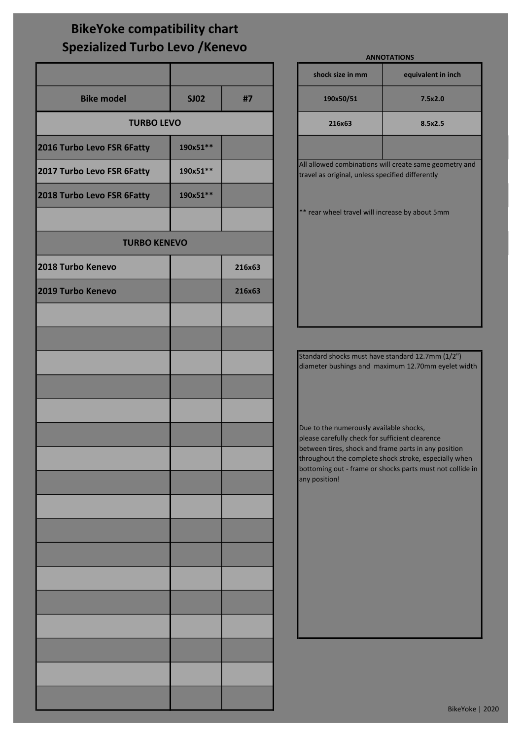# BikeYoke compatibility chart
# Spezialized Turbo Levo /Kenevo

| Bike model | SJ02 | #7 |
|---|---|---|
| **TURBO LEVO** | | |
| 2016 Turbo Levo FSR 6Fatty | 190x51** | |
| 2017 Turbo Levo FSR 6Fatty | 190x51** | |
| 2018 Turbo Levo FSR 6Fatty | 190x51** | |
| **TURBO KENEVO** | | |
| 2018 Turbo Kenevo | | 216x63 |
| 2019 Turbo Kenevo | | 216x63 |

**ANNOTATIONS**

| shock size in mm | equivalent in inch |
|---|---|
| 190x50/51 | 7.5x2.0 |
| 216x63 | 8.5x2.5 |

All allowed combinations will create same geometry and travel as original, unless specified differently

** rear wheel travel will increase by about 5mm

Standard shocks must have standard 12.7mm (1/2") diameter bushings and maximum 12.70mm eyelet width

Due to the numerously available shocks, please carefully check for sufficient clearence between tires, shock and frame parts in any position throughout the complete shock stroke, especially when bottoming out - frame or shocks parts must not collide in any position!

BikeYoke | 2020